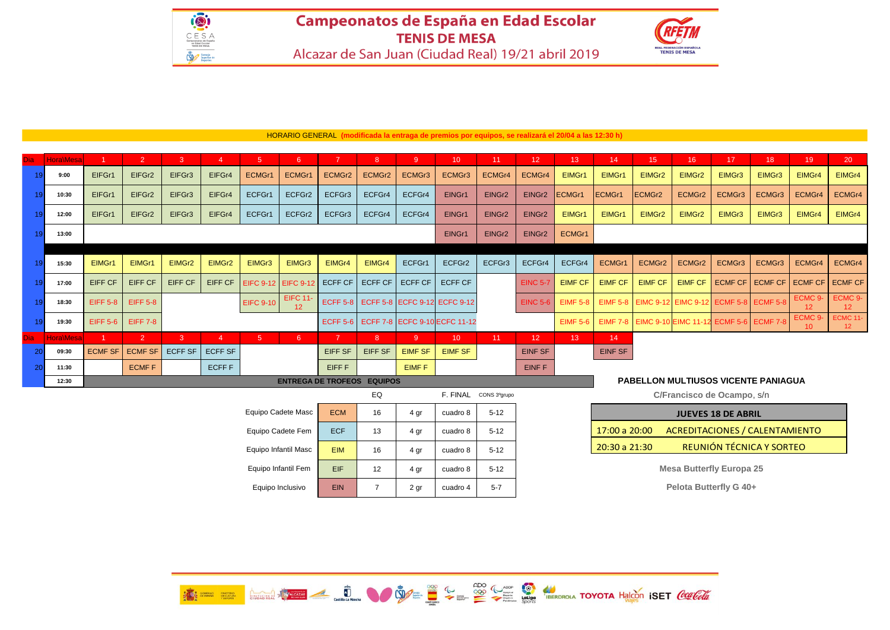# Campeonatos de España en Edad Escolar

## TENIS DE MESA

Alcazar de San Juan (Ciudad Real) 19/21 abril 2019

HORARIO GENERAL **(modificada la entrega de premios por equipos, se realizará el 20/04 a las 12:30 h)**

| Dia | Hora\Mesa | 1 | 2 | 3 | 4 | 5 | 6 | 7 | 8 | 9 | 10 | 11 | 12 | 13 | 14 | 15 | 16 | 17 | 18 | 19 | 20 |
|---|---|---|---|---|---|---|---|---|---|---|---|---|---|---|---|---|---|---|---|---|---|
| 19 | 9:00 | EIFGr1 | EIFGr2 | EIFGr3 | EIFGr4 | ECMGr1 | ECMGr1 | ECMGr2 | ECMGr2 | ECMGr3 | ECMGr3 | ECMGr4 | ECMGr4 | EIMGr1 | EIMGr1 | EIMGr2 | EIMGr2 | EIMGr3 | EIMGr3 | EIMGr4 | EIMGr4 |
| 19 | 10:30 | EIFGr1 | EIFGr2 | EIFGr3 | EIFGr4 | ECFGr1 | ECFGr2 | ECFGr3 | ECFGr4 | ECFGr4 | EINGr1 | EINGr2 | EINGr2 | ECMGr1 | ECMGr1 | ECMGr2 | ECMGr2 | ECMGr3 | ECMGr3 | ECMGr4 | ECMGr4 |
| 19 | 12:00 | EIFGr1 | EIFGr2 | EIFGr3 | EIFGr4 | ECFGr1 | ECFGr2 | ECFGr3 | ECFGr4 | ECFGr4 | EINGr1 | EINGr2 | EINGr2 | EIMGr1 | EIMGr1 | EIMGr2 | EIMGr2 | EIMGr3 | EIMGr3 | EIMGr4 | EIMGr4 |
| 19 | 13:00 | | | | | | | | | | EINGr1 | EINGr2 | EINGr2 | ECMGr1 | | | | | | | |
| 19 | 15:30 | EIMGr1 | EIMGr1 | EIMGr2 | EIMGr2 | EIMGr3 | EIMGr3 | EIMGr4 | EIMGr4 | ECFGr1 | ECFGr2 | ECFGr3 | ECFGr4 | ECFGr4 | ECMGr1 | ECMGr2 | ECMGr2 | ECMGr3 | ECMGr3 | ECMGr4 | ECMGr4 |
| 19 | 17:00 | EIFF CF | EIFF CF | EIFF CF | EIFF CF | EIFC 9-12 | EIFC 9-12 | ECFF CF | ECFF CF | ECFF CF | ECFF CF | | EINC 5-7 | EIMF CF | EIMF CF | EIMF CF | EIMF CF | ECMF CF | ECMF CF | ECMF CF | ECMF CF |
| 19 | 18:30 | EIFF 5-8 | EIFF 5-8 | | | EIFC 9-10 | EIFC 11-12 | ECFF 5-8 | ECFF 5-8 | ECFC 9-12 | ECFC 9-12 | | EINC 5-6 | EIMF 5-8 | EIMF 5-8 | EIMC 9-12 | EIMC 9-12 | ECMF 5-8 | ECMF 5-8 | ECMC 9-12 | ECMC 9-12 |
| 19 | 19:30 | EIFF 5-6 | EIFF 7-8 | | | | | ECFF 5-6 | ECFF 7-8 | ECFC 9-10 | ECFC 11-12 | | | EIMF 5-6 | EIMF 7-8 | EIMC 9-10 | EIMC 11-12 | ECMF 5-6 | ECMF 7-8 | ECMC 9-10 | ECMC 11-12 |
| **Dia** | **Hora\Mesa** | **1** | **2** | **3** | **4** | **5** | **6** | **7** | **8** | **9** | **10** | **11** | **12** | **13** | **14** | | | | | | |
| 20 | 09:30 | ECMF SF | ECMF SF | ECFF SF | ECFF SF | | | EIFF SF | EIFF SF | EIMF SF | EIMF SF | | EINF SF | | EINF SF | | | | | | |
| 20 | 11:30 | | ECMF F | | ECFF F | | | EIFF F | | EIMF F | | | EINF F | | | | | | | | |
| 20 | 12:30 | ENTREGA DE TROFEOS EQUIPOS | | | | | | | | | | | | | | | | | | | |

| | | EQ | | F. FINAL | CONS 3ºgrupo |
|---|---|---|---|---|---|
| Equipo Cadete Masc | ECM | 16 | 4 gr | cuadro 8 | 5-12 |
| Equipo Cadete Fem | ECF | 13 | 4 gr | cuadro 8 | 5-12 |
| Equipo Infantil Masc | EIM | 16 | 4 gr | cuadro 8 | 5-12 |
| Equipo Infantil Fem | EIF | 12 | 4 gr | cuadro 8 | 5-12 |
| Equipo Inclusivo | EIN | 7 | 2 gr | cuadro 4 | 5-7 |

**PABELLON MULTIUSOS VICENTE PANIAGUA**

C/Francisco de Ocampo, s/n

| JUEVES 18 DE ABRIL | |
|---|---|
| 17:00 a 20:00 | ACREDITACIONES / CALENTAMIENTO |
| 20:30 a 21:30 | REUNIÓN TÉCNICA Y SORTEO |

**Mesa Butterfly Europa 25**

**Pelota Butterfly G 40+**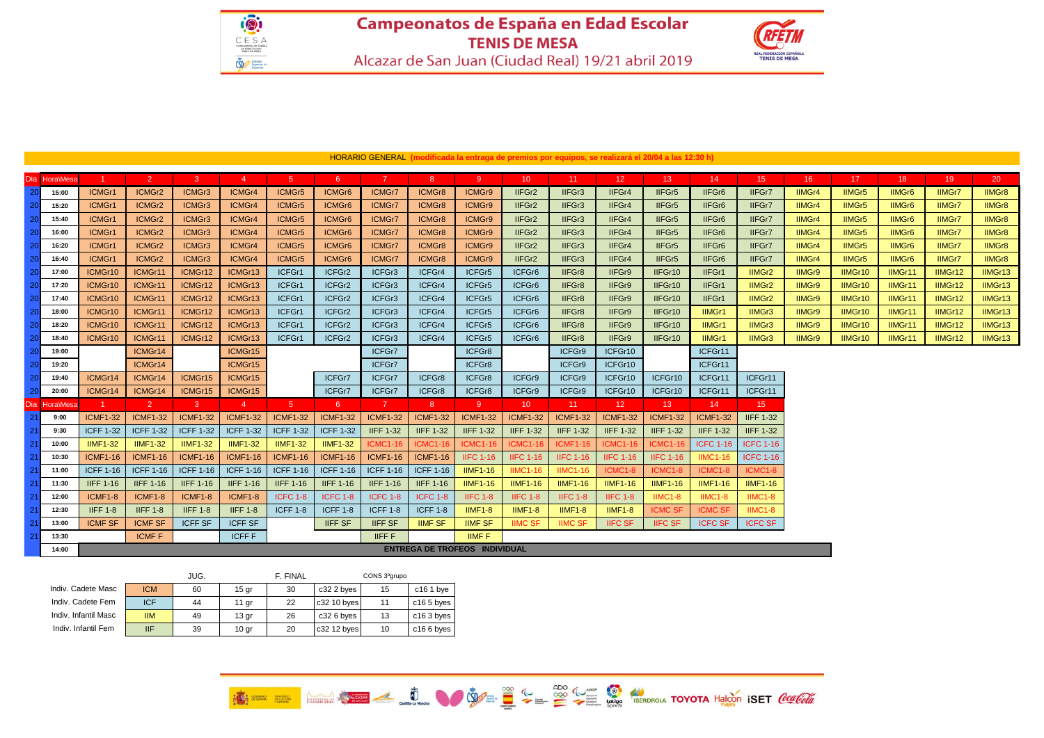# Campeonatos de España en Edad Escolar

## TENIS DE MESA

Alcazar de San Juan (Ciudad Real) 19/21 abril 2019

HORARIO GENERAL **(modificada la entrega de premios por equipos, se realizará el 20/04 a las 12:30 h)**

| Dia | Hora\Mesa | 1 | 2 | 3 | 4 | 5 | 6 | 7 | 8 | 9 | 10 | 11 | 12 | 13 | 14 | 15 | 16 | 17 | 18 | 19 | 20 |
|---|---|---|---|---|---|---|---|---|---|---|---|---|---|---|---|---|---|---|---|---|---|
| 20 | 15:00 | ICMGr1 | ICMGr2 | ICMGr3 | ICMGr4 | ICMGr5 | ICMGr6 | ICMGr7 | ICMGr8 | ICMGr9 | IIFGr2 | IIFGr3 | IIFGr4 | IIFGr5 | IIFGr6 | IIFGr7 | IIMGr4 | IIMGr5 | IIMGr6 | IIMGr7 | IIMGr8 |
| 20 | 15:20 | ICMGr1 | ICMGr2 | ICMGr3 | ICMGr4 | ICMGr5 | ICMGr6 | ICMGr7 | ICMGr8 | ICMGr9 | IIFGr2 | IIFGr3 | IIFGr4 | IIFGr5 | IIFGr6 | IIFGr7 | IIMGr4 | IIMGr5 | IIMGr6 | IIMGr7 | IIMGr8 |
| 20 | 15:40 | ICMGr1 | ICMGr2 | ICMGr3 | ICMGr4 | ICMGr5 | ICMGr6 | ICMGr7 | ICMGr8 | ICMGr9 | IIFGr2 | IIFGr3 | IIFGr4 | IIFGr5 | IIFGr6 | IIFGr7 | IIMGr4 | IIMGr5 | IIMGr6 | IIMGr7 | IIMGr8 |
| 20 | 16:00 | ICMGr1 | ICMGr2 | ICMGr3 | ICMGr4 | ICMGr5 | ICMGr6 | ICMGr7 | ICMGr8 | ICMGr9 | IIFGr2 | IIFGr3 | IIFGr4 | IIFGr5 | IIFGr6 | IIFGr7 | IIMGr4 | IIMGr5 | IIMGr6 | IIMGr7 | IIMGr8 |
| 20 | 16:20 | ICMGr1 | ICMGr2 | ICMGr3 | ICMGr4 | ICMGr5 | ICMGr6 | ICMGr7 | ICMGr8 | ICMGr9 | IIFGr2 | IIFGr3 | IIFGr4 | IIFGr5 | IIFGr6 | IIFGr7 | IIMGr4 | IIMGr5 | IIMGr6 | IIMGr7 | IIMGr8 |
| 20 | 16:40 | ICMGr1 | ICMGr2 | ICMGr3 | ICMGr4 | ICMGr5 | ICMGr6 | ICMGr7 | ICMGr8 | ICMGr9 | IIFGr2 | IIFGr3 | IIFGr4 | IIFGr5 | IIFGr6 | IIFGr7 | IIMGr4 | IIMGr5 | IIMGr6 | IIMGr7 | IIMGr8 |
| 20 | 17:00 | ICMGr10 | ICMGr11 | ICMGr12 | ICMGr13 | ICFGr1 | ICFGr2 | ICFGr3 | ICFGr4 | ICFGr5 | ICFGr6 | IIFGr8 | IIFGr9 | IIFGr10 | IIFGr1 | IIMGr2 | IIMGr9 | IIMGr10 | IIMGr11 | IIMGr12 | IIMGr13 |
| 20 | 17:20 | ICMGr10 | ICMGr11 | ICMGr12 | ICMGr13 | ICFGr1 | ICFGr2 | ICFGr3 | ICFGr4 | ICFGr5 | ICFGr6 | IIFGr8 | IIFGr9 | IIFGr10 | IIFGr1 | IIMGr2 | IIMGr9 | IIMGr10 | IIMGr11 | IIMGr12 | IIMGr13 |
| 20 | 17:40 | ICMGr10 | ICMGr11 | ICMGr12 | ICMGr13 | ICFGr1 | ICFGr2 | ICFGr3 | ICFGr4 | ICFGr5 | ICFGr6 | IIFGr8 | IIFGr9 | IIFGr10 | IIFGr1 | IIMGr2 | IIMGr9 | IIMGr10 | IIMGr11 | IIMGr12 | IIMGr13 |
| 20 | 18:00 | ICMGr10 | ICMGr11 | ICMGr12 | ICMGr13 | ICFGr1 | ICFGr2 | ICFGr3 | ICFGr4 | ICFGr5 | ICFGr6 | IIFGr8 | IIFGr9 | IIFGr10 | IIMGr1 | IIMGr3 | IIMGr9 | IIMGr10 | IIMGr11 | IIMGr12 | IIMGr13 |
| 20 | 18:20 | ICMGr10 | ICMGr11 | ICMGr12 | ICMGr13 | ICFGr1 | ICFGr2 | ICFGr3 | ICFGr4 | ICFGr5 | ICFGr6 | IIFGr8 | IIFGr9 | IIFGr10 | IIMGr1 | IIMGr3 | IIMGr9 | IIMGr10 | IIMGr11 | IIMGr12 | IIMGr13 |
| 20 | 18:40 | ICMGr10 | ICMGr11 | ICMGr12 | ICMGr13 | ICFGr1 | ICFGr2 | ICFGr3 | ICFGr4 | ICFGr5 | ICFGr6 | IIFGr8 | IIFGr9 | IIFGr10 | IIMGr1 | IIMGr3 | IIMGr9 | IIMGr10 | IIMGr11 | IIMGr12 | IIMGr13 |
| 20 | 19:00 | | ICMGr14 | | ICMGr15 | | | ICFGr7 | | ICFGr8 | | ICFGr9 | ICFGr10 | | ICFGr11 | | | | | | |
| 20 | 19:20 | | ICMGr14 | | ICMGr15 | | | ICFGr7 | | ICFGr8 | | ICFGr9 | ICFGr10 | | ICFGr11 | | | | | | |
| 20 | 19:40 | ICMGr14 | ICMGr14 | ICMGr15 | ICMGr15 | | ICFGr7 | ICFGr7 | ICFGr8 | ICFGr8 | ICFGr9 | ICFGr9 | ICFGr10 | ICFGr10 | ICFGr11 | ICFGr11 | | | | | |
| 20 | 20:00 | ICMGr14 | ICMGr14 | ICMGr15 | ICMGr15 | | ICFGr7 | ICFGr7 | ICFGr8 | ICFGr8 | ICFGr9 | ICFGr9 | ICFGr10 | ICFGr10 | ICFGr11 | ICFGr11 | | | | | |
| Dia | Hora\Mesa | 1 | 2 | 3 | 4 | 5 | 6 | 7 | 8 | 9 | 10 | 11 | 12 | 13 | 14 | 15 | | | | | |
| 21 | 9:00 | ICMF1-32 | ICMF1-32 | ICMF1-32 | ICMF1-32 | ICMF1-32 | ICMF1-32 | ICMF1-32 | ICMF1-32 | ICMF1-32 | ICMF1-32 | ICMF1-32 | ICMF1-32 | ICMF1-32 | ICMF1-32 | IIFF 1-32 | | | | | |
| 21 | 9:30 | ICFF 1-32 | ICFF 1-32 | ICFF 1-32 | ICFF 1-32 | ICFF 1-32 | ICFF 1-32 | IIFF 1-32 | IIFF 1-32 | IIFF 1-32 | IIFF 1-32 | IIFF 1-32 | IIFF 1-32 | IIFF 1-32 | IIFF 1-32 | IIFF 1-32 | | | | | |
| 21 | 10:00 | IIMF1-32 | IIMF1-32 | IIMF1-32 | IIMF1-32 | IIMF1-32 | IIMF1-32 | ICMC1-16 | ICMC1-16 | ICMC1-16 | ICMC1-16 | ICMC1-16 | ICMC1-16 | ICMC1-16 | ICFC 1-16 | ICFC 1-16 | | | | | |
| 21 | 10:30 | ICMF1-16 | ICMF1-16 | ICMF1-16 | ICMF1-16 | ICMF1-16 | ICMF1-16 | ICMF1-16 | ICMF1-16 | IIFC 1-16 | IIFC 1-16 | IIFC 1-16 | IIFC 1-16 | IIFC 1-16 | IIMC1-16 | ICFC 1-16 | | | | | |
| 21 | 11:00 | ICFF 1-16 | ICFF 1-16 | ICFF 1-16 | ICFF 1-16 | ICFF 1-16 | ICFF 1-16 | ICFF 1-16 | ICFF 1-16 | IIMF1-16 | IIMC1-16 | IIMC1-16 | ICMC1-8 | ICMC1-8 | ICMC1-8 | ICMC1-8 | | | | | |
| 21 | 11:30 | IIFF 1-16 | IIFF 1-16 | IIFF 1-16 | IIFF 1-16 | IIFF 1-16 | IIFF 1-16 | IIFF 1-16 | IIFF 1-16 | IIMF1-16 | IIMF1-16 | IIMF1-16 | IIMF1-16 | IIMF1-16 | IIMF1-16 | IIMF1-16 | | | | | |
| 21 | 12:00 | ICMF1-8 | ICMF1-8 | ICMF1-8 | ICMF1-8 | ICFC 1-8 | ICFC 1-8 | ICFC 1-8 | ICFC 1-8 | IIFC 1-8 | IIFC 1-8 | IIFC 1-8 | IIFC 1-8 | IIMC1-8 | IIMC1-8 | IIMC1-8 | | | | | |
| 21 | 12:30 | IIFF 1-8 | IIFF 1-8 | IIFF 1-8 | ICFF 1-8 | ICFF 1-8 | ICFF 1-8 | ICFF 1-8 | ICFF 1-8 | IIMF1-8 | IIMF1-8 | IIMF1-8 | IIMF1-8 | ICMC SF | ICMC SF | IIMC1-8 | | | | | |
| 21 | 13:00 | ICMF SF | ICMF SF | ICFF SF | ICFF SF | | IIFF SF | IIFF SF | IIMF SF | IIMF SF | IIMC SF | IIMC SF | IIFC SF | IIFC SF | ICFC SF | ICFC SF | | | | | |
| 21 | 13:30 | | ICMF F | | ICFF F | | | IIFF F | | IIMF F | | | | | | | | | | | |
| | 14:00 | ENTREGA DE TROFEOS INDIVIDUAL | | | | | | | | | | | | | | | | | | | |

| | | JUG. | | F. FINAL | | CONS 3ºgrupo | |
|---|---|---|---|---|---|---|---|
| Indiv. Cadete Masc | ICM | 60 | 15 gr | 30 | c32 2 byes | 15 | c16 1 bye |
| Indiv. Cadete Fem | ICF | 44 | 11 gr | 22 | c32 10 byes | 11 | c16 5 byes |
| Indiv. Infantil Masc | IIM | 49 | 13 gr | 26 | c32 6 byes | 13 | c16 3 byes |
| Indiv. Infantil Fem | IIF | 39 | 10 gr | 20 | c32 12 byes | 10 | c16 6 byes |